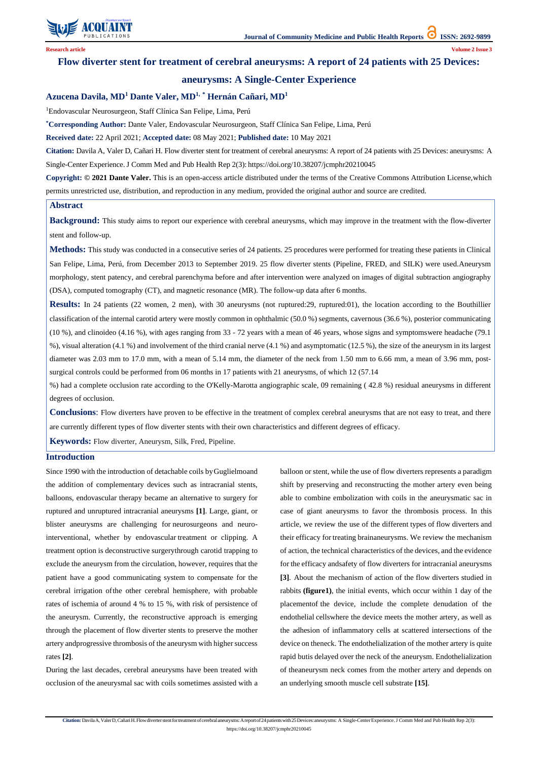Research article

# Flow diverter stent for treatment of cerebral aneurysms: A report of 24 patients with 25 Devices: aneurysms: A Single-Center Experience

**Azucena Davila, MD[1] Dante Valer, MD[1, *] Hernán Cañari, MD[1]**

[1]Endovascular Neurosurgeon, Staff Clínica San Felipe, Lima, Perú

**[*]Corresponding Author:** Dante Valer, Endovascular Neurosurgeon, Staff Clínica San Felipe, Lima, Perú

**Received date:** 22 April 2021; **Accepted date:** 08 May 2021; **Published date:** 10 May 2021

**Citation:** Davila A, Valer D, Cañari H. Flow diverter stent for treatment of cerebral aneurysms: A report of 24 patients with 25 Devices: aneurysms: A Single-Center Experience. J Comm Med and Pub Health Rep 2(3): https://doi.org/10.38207/jcmphr20210045

**Copyright: © 2021 Dante Valer.** This is an open-access article distributed under the terms of the Creative Commons Attribution License,which permits unrestricted use, distribution, and reproduction in any medium, provided the original author and source are credited.

## Abstract

**Background:** This study aims to report our experience with cerebral aneurysms, which may improve in the treatment with the flow-diverter stent and follow-up.

**Methods:** This study was conducted in a consecutive series of 24 patients. 25 procedures were performed for treating these patients in Clinical San Felipe, Lima, Perú, from December 2013 to September 2019. 25 flow diverter stents (Pipeline, FRED, and SILK) were used.Aneurysm morphology, stent patency, and cerebral parenchyma before and after intervention were analyzed on images of digital subtraction angiography (DSA), computed tomography (CT), and magnetic resonance (MR). The follow-up data after 6 months.

**Results:** In 24 patients (22 women, 2 men), with 30 aneurysms (not ruptured:29, ruptured:01), the location according to the Bouthillier classification of the internal carotid artery were mostly common in ophthalmic (50.0 %) segments, cavernous (36.6 %), posterior communicating (10 %), and clinoideo (4.16 %), with ages ranging from 33 - 72 years with a mean of 46 years, whose signs and symptomswere headache (79.1 %), visual alteration (4.1 %) and involvement of the third cranial nerve (4.1 %) and asymptomatic (12.5 %), the size of the aneurysm in its largest diameter was 2.03 mm to 17.0 mm, with a mean of 5.14 mm, the diameter of the neck from 1.50 mm to 6.66 mm, a mean of 3.96 mm, post-surgical controls could be performed from 06 months in 17 patients with 21 aneurysms, of which 12 (57.14 %) had a complete occlusion rate according to the O'Kelly-Marotta angiographic scale, 09 remaining ( 42.8 %) residual aneurysms in different degrees of occlusion.

**Conclusions**: Flow diverters have proven to be effective in the treatment of complex cerebral aneurysms that are not easy to treat, and there are currently different types of flow diverter stents with their own characteristics and different degrees of efficacy.

**Keywords:** Flow diverter, Aneurysm, Silk, Fred, Pipeline.

## Introduction

Since 1990 with the introduction of detachable coils by Guglielmoand the addition of complementary devices such as intracranial stents, balloons, endovascular therapy became an alternative to surgery for ruptured and unruptured intracranial aneurysms **[1]**. Large, giant, or blister aneurysms are challenging for neurosurgeons and neuro-interventional, whether by endovascular treatment or clipping. A treatment option is deconstructive surgerythrough carotid trapping to exclude the aneurysm from the circulation, however, requires that the patient have a good communicating system to compensate for the cerebral irrigation ofthe other cerebral hemisphere, with probable rates of ischemia of around 4 % to 15 %, with risk of persistence of the aneurysm. Currently, the reconstructive approach is emerging through the placement of flow diverter stents to preserve the mother artery andprogressive thrombosis of the aneurysm with higher success rates **[2]**.

During the last decades, cerebral aneurysms have been treated with occlusion of the aneurysmal sac with coils sometimes assisted with a balloon or stent, while the use of flow diverters represents a paradigm shift by preserving and reconstructing the mother artery even being able to combine embolization with coils in the aneurysmatic sac in case of giant aneurysms to favor the thrombosis process. In this article, we review the use of the different types of flow diverters and their efficacy for treating brainaneurysms. We review the mechanism of action, the technical characteristics of the devices, and the evidence for the efficacy andsafety of flow diverters for intracranial aneurysms **[3]**. About the mechanism of action of the flow diverters studied in rabbits **(figure1)**, the initial events, which occur within 1 day of the placementof the device, include the complete denudation of the endothelial cellswhere the device meets the mother artery, as well as the adhesion of inflammatory cells at scattered intersections of the device on theneck. The endothelialization of the mother artery is quite rapid butis delayed over the neck of the aneurysm. Endothelialization of theaneurysm neck comes from the mother artery and depends on an underlying smooth muscle cell substrate **[15]**.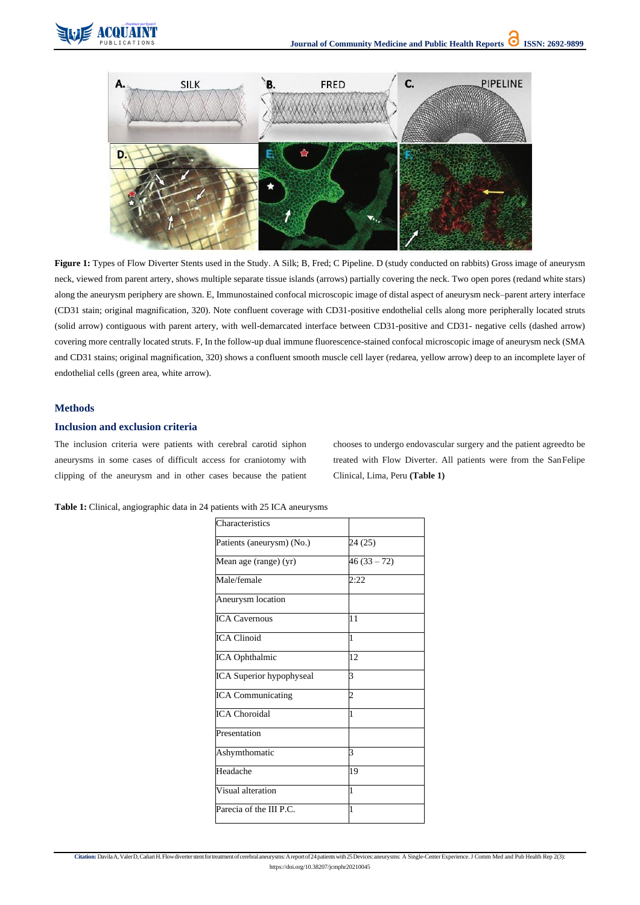**Figure 1:** Types of Flow Diverter Stents used in the Study. A Silk; B, Fred; C Pipeline. D (study conducted on rabbits) Gross image of aneurysm neck, viewed from parent artery, shows multiple separate tissue islands (arrows) partially covering the neck. Two open pores (redand white stars) along the aneurysm periphery are shown. E, Immunostained confocal microscopic image of distal aspect of aneurysm neck–parent artery interface (CD31 stain; original magnification, 320). Note confluent coverage with CD31-positive endothelial cells along more peripherally located struts (solid arrow) contiguous with parent artery, with well-demarcated interface between CD31-positive and CD31- negative cells (dashed arrow) covering more centrally located struts. F, In the follow-up dual immune fluorescence-stained confocal microscopic image of aneurysm neck (SMA and CD31 stains; original magnification, 320) shows a confluent smooth muscle cell layer (redarea, yellow arrow) deep to an incomplete layer of endothelial cells (green area, white arrow).

## Methods

### Inclusion and exclusion criteria

The inclusion criteria were patients with cerebral carotid siphon aneurysms in some cases of difficult access for craniotomy with clipping of the aneurysm and in other cases because the patient chooses to undergo endovascular surgery and the patient agreedto be treated with Flow Diverter. All patients were from the SanFelipe Clinical, Lima, Peru **(Table 1)**

**Table 1:** Clinical, angiographic data in 24 patients with 25 ICA aneurysms

| Characteristics | |
|---|---|
| Patients (aneurysm) (No.) | 24 (25) |
| Mean age (range) (yr) | 46 (33 – 72) |
| Male/female | 2:22 |
| Aneurysm location | |
| ICA Cavernous | 11 |
| ICA Clinoid | 1 |
| ICA Ophthalmic | 12 |
| ICA Superior hypophyseal | 3 |
| ICA Communicating | 2 |
| ICA Choroidal | 1 |
| Presentation | |
| Ashymthomatic | 3 |
| Headache | 19 |
| Visual alteration | 1 |
| Parecia of the III P.C. | 1 |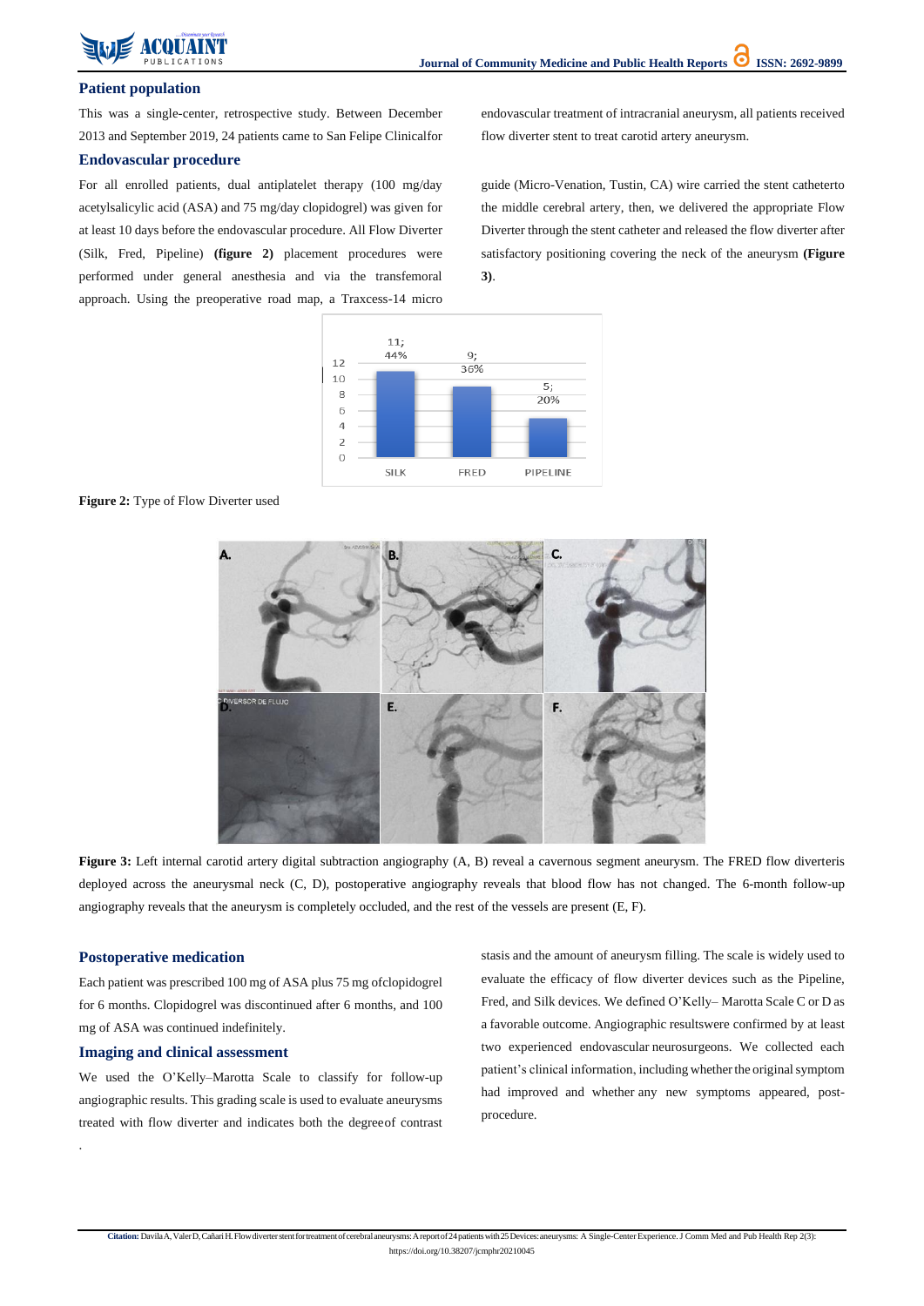## Patient population

This was a single-center, retrospective study. Between December 2013 and September 2019, 24 patients came to San Felipe Clinicalfor endovascular treatment of intracranial aneurysm, all patients received flow diverter stent to treat carotid artery aneurysm.

## Endovascular procedure

For all enrolled patients, dual antiplatelet therapy (100 mg/day acetylsalicylic acid (ASA) and 75 mg/day clopidogrel) was given for at least 10 days before the endovascular procedure. All Flow Diverter (Silk, Fred, Pipeline) **(figure 2)** placement procedures were performed under general anesthesia and via the transfemoral approach. Using the preoperative road map, a Traxcess-14 micro guide (Micro-Venation, Tustin, CA) wire carried the stent catheterto the middle cerebral artery, then, we delivered the appropriate Flow Diverter through the stent catheter and released the flow diverter after satisfactory positioning covering the neck of the aneurysm **(Figure 3)**.

**Figure 2:** Type of Flow Diverter used

**Figure 3:** Left internal carotid artery digital subtraction angiography (A, B) reveal a cavernous segment aneurysm. The FRED flow diverteris deployed across the aneurysmal neck (C, D), postoperative angiography reveals that blood flow has not changed. The 6-month follow-up angiography reveals that the aneurysm is completely occluded, and the rest of the vessels are present (E, F).

## Postoperative medication

Each patient was prescribed 100 mg of ASA plus 75 mg ofclopidogrel for 6 months. Clopidogrel was discontinued after 6 months, and 100 mg of ASA was continued indefinitely.

## Imaging and clinical assessment

We used the O'Kelly–Marotta Scale to classify for follow-up angiographic results. This grading scale is used to evaluate aneurysms treated with flow diverter and indicates both the degreeof contrast stasis and the amount of aneurysm filling. The scale is widely used to evaluate the efficacy of flow diverter devices such as the Pipeline, Fred, and Silk devices. We defined O'Kelly– Marotta Scale C or D as a favorable outcome. Angiographic resultswere confirmed by at least two experienced endovascular neurosurgeons. We collected each patient's clinical information, including whether the original symptom had improved and whether any new symptoms appeared, post-procedure.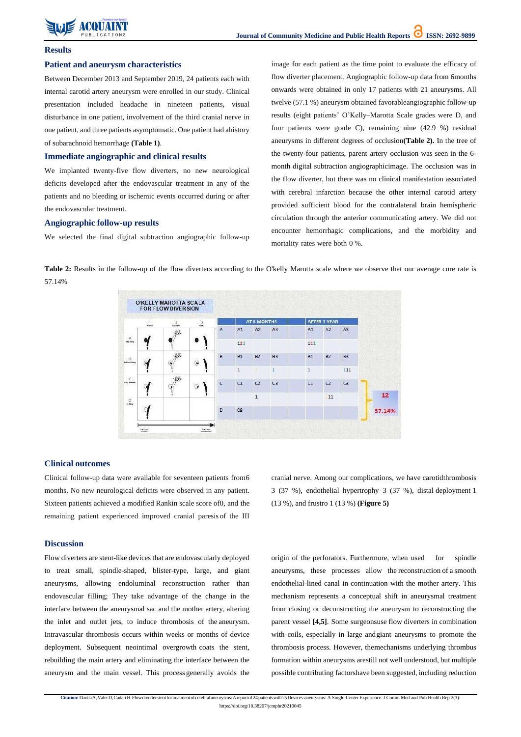## Results

### Patient and aneurysm characteristics

Between December 2013 and September 2019, 24 patients each with internal carotid artery aneurysm were enrolled in our study. Clinical presentation included headache in nineteen patients, visual disturbance in one patient, involvement of the third cranial nerve in one patient, and three patients asymptomatic. One patient had ahistory of subarachnoid hemorrhage **(Table 1)**.

### Immediate angiographic and clinical results

We implanted twenty-five flow diverters, no new neurological deficits developed after the endovascular treatment in any of the patients and no bleeding or ischemic events occurred during or after the endovascular treatment.

### Angiographic follow-up results

We selected the final digital subtraction angiographic follow-up image for each patient as the time point to evaluate the efficacy of flow diverter placement. Angiographic follow-up data from 6months onwards were obtained in only 17 patients with 21 aneurysms. All twelve (57.1 %) aneurysm obtained favorableangiographic follow-up results (eight patients' O'Kelly–Marotta Scale grades were D, and four patients were grade C), remaining nine (42.9 %) residual aneurysms in different degrees of occlusion**(Table 2).** In the tree of the twenty-four patients, parent artery occlusion was seen in the 6-month digital subtraction angiographicimage. The occlusion was in the flow diverter, but there was no clinical manifestation associated with cerebral infarction because the other internal carotid artery provided sufficient blood for the contralateral brain hemispheric circulation through the anterior communicating artery. We did not encounter hemorrhagic complications, and the morbidity and mortality rates were both 0 %.

**Table 2:** Results in the follow-up of the flow diverters according to the O'kelly Marotta scale where we observe that our average cure rate is 57.14%

O'KELLY MAROTTA SCALA FOR FLOW DIVERSION

| | AT 6 MONTHS | | | AFTER 1 YEAR | | |
|---|---|---|---|---|---|---|
| A | A1 | A2 | A3 | A1 | A2 | A3 |
| | 111 | | | 111 | | |
| B | B1 | B2 | B3 | B1 | B2 | B3 |
| | 1 | 1 | 1 | 1 | | 111 |
| C | C1 | C2 | C3 | C1 | C2 | C3 |
| | | 1 | | | 11 | |
| D | 08 | | | | | |

12 — 57.14%

### Clinical outcomes

Clinical follow-up data were available for seventeen patients from6 months. No new neurological deficits were observed in any patient. Sixteen patients achieved a modified Rankin scale score of0, and the remaining patient experienced improved cranial paresis of the III cranial nerve. Among our complications, we have carotidthrombosis 3 (37 %), endothelial hypertrophy 3 (37 %), distal deployment 1 (13 %), and frustro 1 (13 %) **(Figure 5)**

## Discussion

Flow diverters are stent-like devices that are endovascularly deployed to treat small, spindle-shaped, blister-type, large, and giant aneurysms, allowing endoluminal reconstruction rather than endovascular filling; They take advantage of the change in the interface between the aneurysmal sac and the mother artery, altering the inlet and outlet jets, to induce thrombosis of the aneurysm. Intravascular thrombosis occurs within weeks or months of device deployment. Subsequent neointimal overgrowth coats the stent, rebuilding the main artery and eliminating the interface between the aneurysm and the main vessel. This process generally avoids the origin of the perforators. Furthermore, when used for spindle aneurysms, these processes allow the reconstruction of a smooth endothelial-lined canal in continuation with the mother artery. This mechanism represents a conceptual shift in aneurysmal treatment from closing or deconstructing the aneurysm to reconstructing the parent vessel **[4,5]**. Some surgeonsuse flow diverters in combination with coils, especially in large andgiant aneurysms to promote the thrombosis process. However, themechanisms underlying thrombus formation within aneurysms arestill not well understood, but multiple possible contributing factorshave been suggested, including reduction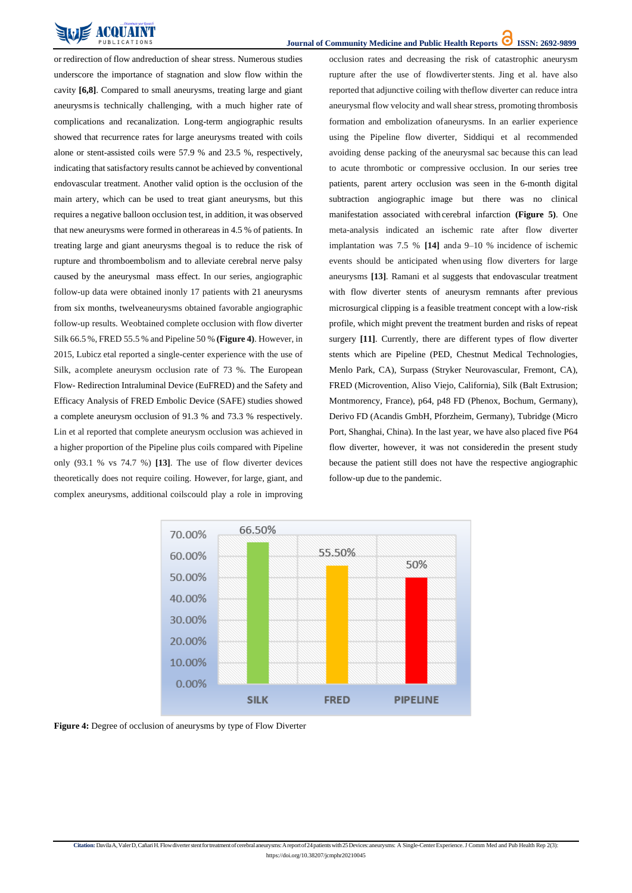or redirection of flow andreduction of shear stress. Numerous studies underscore the importance of stagnation and slow flow within the cavity **[6,8]**. Compared to small aneurysms, treating large and giant aneurysmsis technically challenging, with a much higher rate of complications and recanalization. Long-term angiographic results showed that recurrence rates for large aneurysms treated with coils alone or stent-assisted coils were 57.9 % and 23.5 %, respectively, indicating that satisfactory results cannot be achieved by conventional endovascular treatment. Another valid option is the occlusion of the main artery, which can be used to treat giant aneurysms, but this requires a negative balloon occlusion test, in addition, it was observed that new aneurysms were formed in otherareas in 4.5 % of patients. In treating large and giant aneurysms thegoal is to reduce the risk of rupture and thromboembolism and to alleviate cerebral nerve palsy caused by the aneurysmal mass effect. In our series, angiographic follow-up data were obtained inonly 17 patients with 21 aneurysms from six months, twelveaneurysms obtained favorable angiographic follow-up results. Weobtained complete occlusion with flow diverter Silk 66.5 %, FRED 55.5 % and Pipeline 50 % **(Figure 4)**. However, in 2015, Lubicz etal reported a single-center experience with the use of Silk, acomplete aneurysm occlusion rate of 73 %. The European Flow- Redirection Intraluminal Device (EuFRED) and the Safety and Efficacy Analysis of FRED Embolic Device (SAFE) studies showed a complete aneurysm occlusion of 91.3 % and 73.3 % respectively. Lin et al reported that complete aneurysm occlusion was achieved in a higher proportion of the Pipeline plus coils compared with Pipeline only (93.1 % vs 74.7 %) **[13]**. The use of flow diverter devices theoretically does not require coiling. However, for large, giant, and complex aneurysms, additional coilscould play a role in improving occlusion rates and decreasing the risk of catastrophic aneurysm rupture after the use of flowdiverter stents. Jing et al. have also reported that adjunctive coiling with theflow diverter can reduce intra aneurysmal flow velocity and wall shear stress, promoting thrombosis formation and embolization ofaneurysms. In an earlier experience using the Pipeline flow diverter, Siddiqui et al recommended avoiding dense packing of the aneurysmal sac because this can lead to acute thrombotic or compressive occlusion. In our series tree patients, parent artery occlusion was seen in the 6-month digital subtraction angiographic image but there was no clinical manifestation associated with cerebral infarction **(Figure 5)**. One meta-analysis indicated an ischemic rate after flow diverter implantation was 7.5 % **[14]** and a 9–10 % incidence of ischemic events should be anticipated when using flow diverters for large aneurysms **[13]**. Ramani et al suggests that endovascular treatment with flow diverter stents of aneurysm remnants after previous microsurgical clipping is a feasible treatment concept with a low-risk profile, which might prevent the treatment burden and risks of repeat surgery **[11]**. Currently, there are different types of flow diverter stents which are Pipeline (PED, Chestnut Medical Technologies, Menlo Park, CA), Surpass (Stryker Neurovascular, Fremont, CA), FRED (Microvention, Aliso Viejo, California), Silk (Balt Extrusion; Montmorency, France), p64, p48 FD (Phenox, Bochum, Germany), Derivo FD (Acandis GmbH, Pforzheim, Germany), Tubridge (Micro Port, Shanghai, China). In the last year, we have also placed five P64 flow diverter, however, it was not consideredin the present study because the patient still does not have the respective angiographic follow-up due to the pandemic.

| | SILK | FRED | PIPELINE |
|---|---|---|---|
| Occlusion | 66.50% | 55.50% | 50% |

**Figure 4:** Degree of occlusion of aneurysms by type of Flow Diverter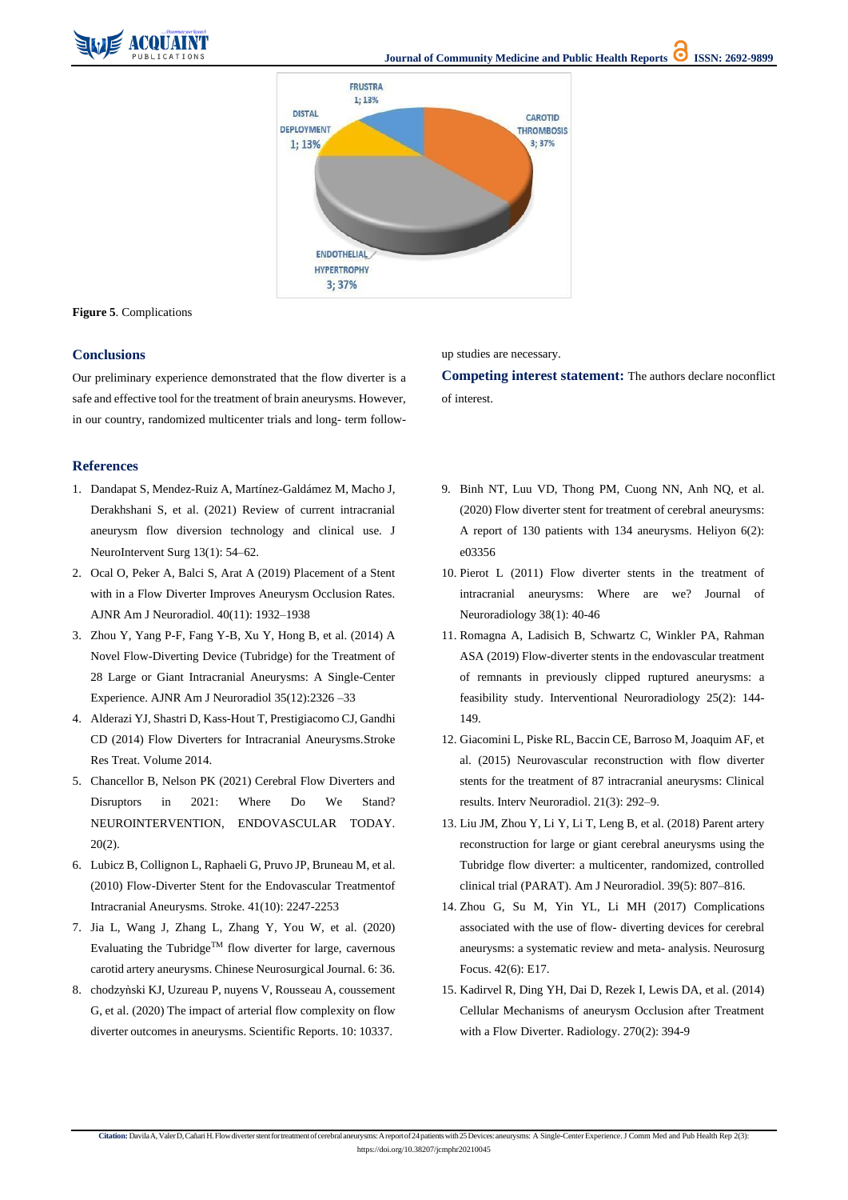FRUSTRA
1; 13%

CAROTID
THROMBOSIS
3; 37%

DISTAL
DEPLOYMENT
1; 13%

ENDOTHELIAL
HYPERTROPHY
3; 37%

**Figure 5**. Complications

## Conclusions

Our preliminary experience demonstrated that the flow diverter is a safe and effective tool for the treatment of brain aneurysms. However, in our country, randomized multicenter trials and long- term follow-up studies are necessary.

**Competing interest statement:** The authors declare noconflict of interest.

## References

1. Dandapat S, Mendez-Ruiz A, Martínez-Galdámez M, Macho J, Derakhshani S, et al. (2021) Review of current intracranial aneurysm flow diversion technology and clinical use. J NeuroIntervent Surg 13(1): 54–62.
2. Ocal O, Peker A, Balci S, Arat A (2019) Placement of a Stent with in a Flow Diverter Improves Aneurysm Occlusion Rates. AJNR Am J Neuroradiol. 40(11): 1932–1938
3. Zhou Y, Yang P-F, Fang Y-B, Xu Y, Hong B, et al. (2014) A Novel Flow-Diverting Device (Tubridge) for the Treatment of 28 Large or Giant Intracranial Aneurysms: A Single-Center Experience. AJNR Am J Neuroradiol 35(12):2326 –33
4. Alderazi YJ, Shastri D, Kass-Hout T, Prestigiacomo CJ, Gandhi CD (2014) Flow Diverters for Intracranial Aneurysms.Stroke Res Treat. Volume 2014.
5. Chancellor B, Nelson PK (2021) Cerebral Flow Diverters and Disruptors in 2021: Where Do We Stand? NEUROINTERVENTION, ENDOVASCULAR TODAY. 20(2).
6. Lubicz B, Collignon L, Raphaeli G, Pruvo JP, Bruneau M, et al. (2010) Flow-Diverter Stent for the Endovascular Treatmentof Intracranial Aneurysms. Stroke. 41(10): 2247-2253
7. Jia L, Wang J, Zhang L, Zhang Y, You W, et al. (2020) Evaluating the Tubridge™ flow diverter for large, cavernous carotid artery aneurysms. Chinese Neurosurgical Journal. 6: 36.
8. chodzyǹski KJ, Uzureau P, nuyens V, Rousseau A, coussement G, et al. (2020) The impact of arterial flow complexity on flow diverter outcomes in aneurysms. Scientific Reports. 10: 10337.
9. Binh NT, Luu VD, Thong PM, Cuong NN, Anh NQ, et al. (2020) Flow diverter stent for treatment of cerebral aneurysms: A report of 130 patients with 134 aneurysms. Heliyon 6(2): e03356
10. Pierot L (2011) Flow diverter stents in the treatment of intracranial aneurysms: Where are we? Journal of Neuroradiology 38(1): 40-46
11. Romagna A, Ladisich B, Schwartz C, Winkler PA, Rahman ASA (2019) Flow-diverter stents in the endovascular treatment of remnants in previously clipped ruptured aneurysms: a feasibility study. Interventional Neuroradiology 25(2): 144-149.
12. Giacomini L, Piske RL, Baccin CE, Barroso M, Joaquim AF, et al. (2015) Neurovascular reconstruction with flow diverter stents for the treatment of 87 intracranial aneurysms: Clinical results. Interv Neuroradiol. 21(3): 292–9.
13. Liu JM, Zhou Y, Li Y, Li T, Leng B, et al. (2018) Parent artery reconstruction for large or giant cerebral aneurysms using the Tubridge flow diverter: a multicenter, randomized, controlled clinical trial (PARAT). Am J Neuroradiol. 39(5): 807–816.
14. Zhou G, Su M, Yin YL, Li MH (2017) Complications associated with the use of flow- diverting devices for cerebral aneurysms: a systematic review and meta- analysis. Neurosurg Focus. 42(6): E17.
15. Kadirvel R, Ding YH, Dai D, Rezek I, Lewis DA, et al. (2014) Cellular Mechanisms of aneurysm Occlusion after Treatment with a Flow Diverter. Radiology. 270(2): 394-9